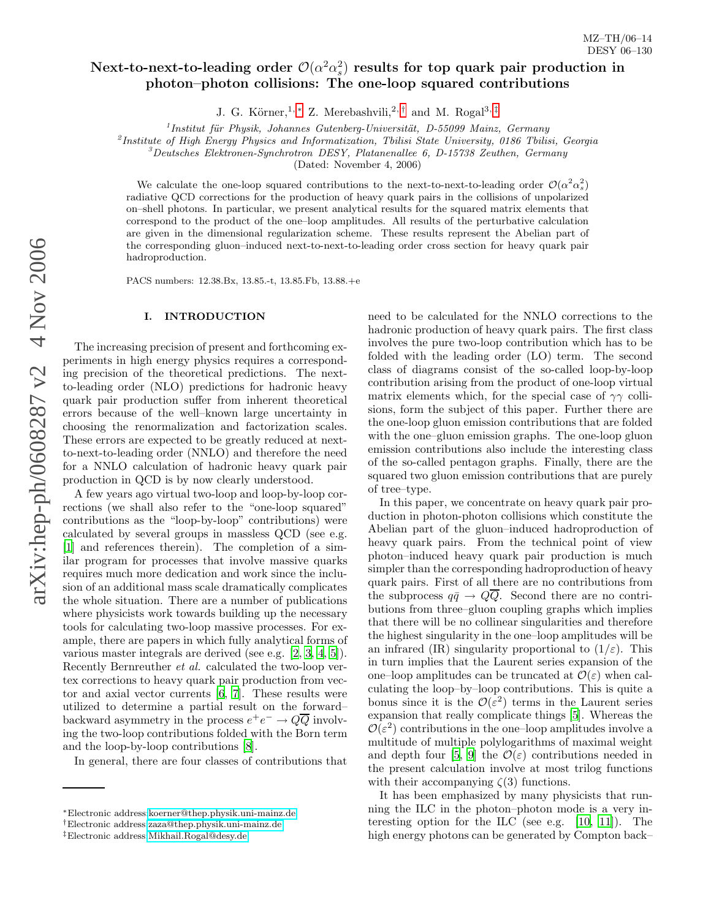MZ–TH/06–14
DESY 06–130

# Next-to-next-to-leading order $\mathcal{O}(\alpha^2\alpha_s^2)$ results for top quark pair production in photon–photon collisions: The one-loop squared contributions

J. G. Körner,[1,*] Z. Merebashvili,[2,†] and M. Rogal[3,‡]

[1] *Institut für Physik, Johannes Gutenberg-Universität, D-55099 Mainz, Germany*
[2] *Institute of High Energy Physics and Informatization, Tbilisi State University, 0186 Tbilisi, Georgia*
[3] *Deutsches Elektronen-Synchrotron DESY, Platanenallee 6, D-15738 Zeuthen, Germany*

(Dated: November 4, 2006)

We calculate the one-loop squared contributions to the next-to-next-to-leading order $\mathcal{O}(\alpha^2\alpha_s^2)$ radiative QCD corrections for the production of heavy quark pairs in the collisions of unpolarized on–shell photons. In particular, we present analytical results for the squared matrix elements that correspond to the product of the one–loop amplitudes. All results of the perturbative calculation are given in the dimensional regularization scheme. These results represent the Abelian part of the corresponding gluon–induced next-to-next-to-leading order cross section for heavy quark pair hadroproduction.

PACS numbers: 12.38.Bx, 13.85.-t, 13.85.Fb, 13.88.+e

## I. INTRODUCTION

The increasing precision of present and forthcoming experiments in high energy physics requires a corresponding precision of the theoretical predictions. The next-to-leading order (NLO) predictions for hadronic heavy quark pair production suffer from inherent theoretical errors because of the well–known large uncertainty in choosing the renormalization and factorization scales. These errors are expected to be greatly reduced at next-to-next-to-leading order (NNLO) and therefore the need for a NNLO calculation of hadronic heavy quark pair production in QCD is by now clearly understood.

A few years ago virtual two-loop and loop-by-loop corrections (we shall also refer to the "one-loop squared" contributions as the "loop-by-loop" contributions) were calculated by several groups in massless QCD (see e.g. [1] and references therein). The completion of a similar program for processes that involve massive quarks requires much more dedication and work since the inclusion of an additional mass scale dramatically complicates the whole situation. There are a number of publications where physicists work towards building up the necessary tools for calculating two-loop massive processes. For example, there are papers in which fully analytical forms of various master integrals are derived (see e.g. [2, 3, 4, 5]). Recently Bernreuther *et al.* calculated the two-loop vertex corrections to heavy quark pair production from vector and axial vector currents [6, 7]. These results were utilized to determine a partial result on the forward–backward asymmetry in the process $e^+e^- \to Q\overline{Q}$ involving the two-loop contributions folded with the Born term and the loop-by-loop contributions [8].

In general, there are four classes of contributions that need to be calculated for the NNLO corrections to the hadronic production of heavy quark pairs. The first class involves the pure two-loop contribution which has to be folded with the leading order (LO) term. The second class of diagrams consist of the so-called loop-by-loop contribution arising from the product of one-loop virtual matrix elements which, for the special case of $\gamma\gamma$ collisions, form the subject of this paper. Further there are the one-loop gluon emission contributions that are folded with the one–gluon emission graphs. The one-loop gluon emission contributions also include the interesting class of the so-called pentagon graphs. Finally, there are the squared two gluon emission contributions that are purely of tree–type.

In this paper, we concentrate on heavy quark pair production in photon-photon collisions which constitute the Abelian part of the gluon–induced hadroproduction of heavy quark pairs. From the technical point of view photon–induced heavy quark pair production is much simpler than the corresponding hadroproduction of heavy quark pairs. First of all there are no contributions from the subprocess $q\bar{q} \to Q\overline{Q}$. Second there are no contributions from three–gluon coupling graphs which implies that there will be no collinear singularities and therefore the highest singularity in the one–loop amplitudes will be an infrared (IR) singularity proportional to $(1/\varepsilon)$. This in turn implies that the Laurent series expansion of the one–loop amplitudes can be truncated at $\mathcal{O}(\varepsilon)$ when calculating the loop–by–loop contributions. This is quite a bonus since it is the $\mathcal{O}(\varepsilon^2)$ terms in the Laurent series expansion that really complicate things [5]. Whereas the $\mathcal{O}(\varepsilon^2)$ contributions in the one–loop amplitudes involve a multitude of multiple polylogarithms of maximal weight and depth four [5, 9] the $\mathcal{O}(\varepsilon)$ contributions needed in the present calculation involve at most trilog functions with their accompanying $\zeta(3)$ functions.

It has been emphasized by many physicists that running the ILC in the photon–photon mode is a very interesting option for the ILC (see e.g. [10, 11]). The high energy photons can be generated by Compton back–

*Electronic address: koerner@thep.physik.uni-mainz.de
†Electronic address: zaza@thep.physik.uni-mainz.de
‡Electronic address: Mikhail.Rogal@desy.de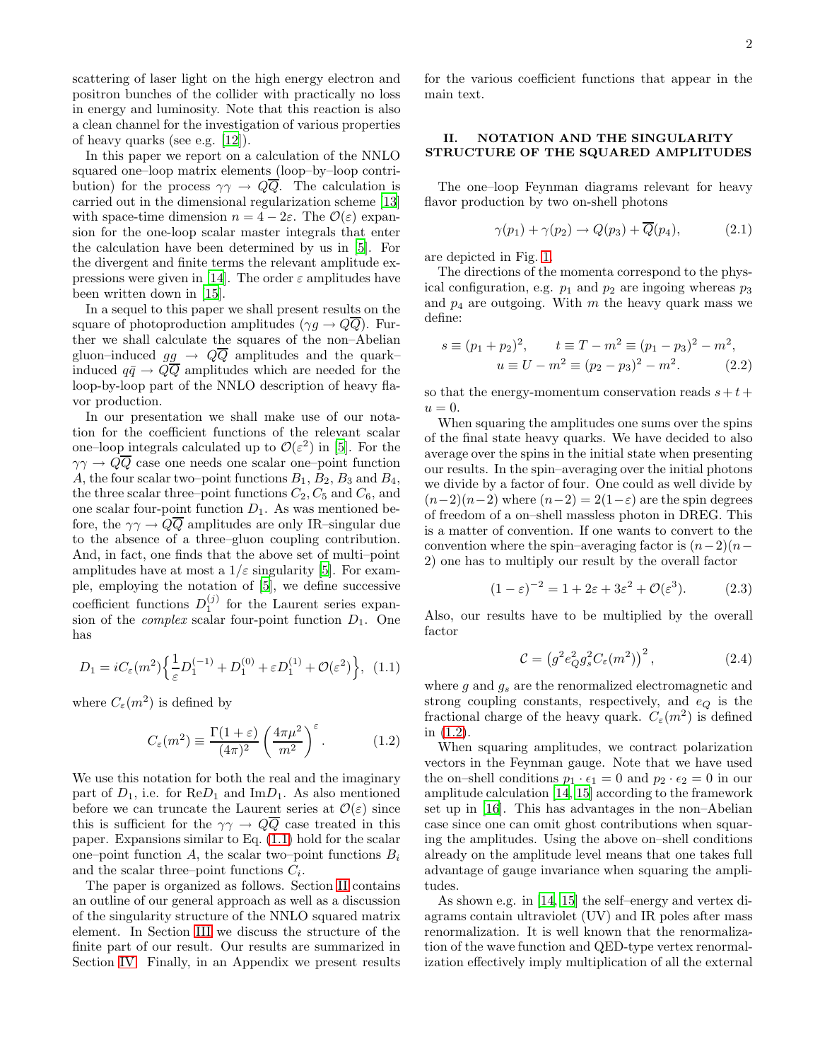scattering of laser light on the high energy electron and positron bunches of the collider with practically no loss in energy and luminosity. Note that this reaction is also a clean channel for the investigation of various properties of heavy quarks (see e.g. [12]).

In this paper we report on a calculation of the NNLO squared one–loop matrix elements (loop–by–loop contribution) for the process $\gamma\gamma \to Q\overline{Q}$. The calculation is carried out in the dimensional regularization scheme [13] with space-time dimension $n = 4 - 2\varepsilon$. The $\mathcal{O}(\varepsilon)$ expansion for the one-loop scalar master integrals that enter the calculation have been determined by us in [5]. For the divergent and finite terms the relevant amplitude expressions were given in [14]. The order $\varepsilon$ amplitudes have been written down in [15].

In a sequel to this paper we shall present results on the square of photoproduction amplitudes ($\gamma g \to Q\overline{Q}$). Further we shall calculate the squares of the non–Abelian gluon–induced $gg \to Q\overline{Q}$ amplitudes and the quark–induced $q\bar{q} \to Q\overline{Q}$ amplitudes which are needed for the loop-by-loop part of the NNLO description of heavy flavor production.

In our presentation we shall make use of our notation for the coefficient functions of the relevant scalar one–loop integrals calculated up to $\mathcal{O}(\varepsilon^2)$ in [5]. For the $\gamma\gamma \to Q\overline{Q}$ case one needs one scalar one–point function $A$, the four scalar two–point functions $B_1$, $B_2$, $B_3$ and $B_4$, the three scalar three–point functions $C_2$, $C_5$ and $C_6$, and one scalar four-point function $D_1$. As was mentioned before, the $\gamma\gamma \to Q\overline{Q}$ amplitudes are only IR–singular due to the absence of a three–gluon coupling contribution. And, in fact, one finds that the above set of multi–point amplitudes have at most a $1/\varepsilon$ singularity [5]. For example, employing the notation of [5], we define successive coefficient functions $D_1^{(j)}$ for the Laurent series expansion of the *complex* scalar four-point function $D_1$. One has

$$D_1 = iC_\varepsilon(m^2)\Big\{\frac{1}{\varepsilon}D_1^{(-1)} + D_1^{(0)} + \varepsilon D_1^{(1)} + \mathcal{O}(\varepsilon^2)\Big\}, \quad (1.1)$$

where $C_\varepsilon(m^2)$ is defined by

$$C_\varepsilon(m^2) \equiv \frac{\Gamma(1+\varepsilon)}{(4\pi)^2}\left(\frac{4\pi\mu^2}{m^2}\right)^\varepsilon. \quad (1.2)$$

We use this notation for both the real and the imaginary part of $D_1$, i.e. for $\mathrm{Re}D_1$ and $\mathrm{Im}D_1$. As also mentioned before we can truncate the Laurent series at $\mathcal{O}(\varepsilon)$ since this is sufficient for the $\gamma\gamma \to Q\overline{Q}$ case treated in this paper. Expansions similar to Eq. (1.1) hold for the scalar one–point function $A$, the scalar two–point functions $B_i$ and the scalar three–point functions $C_i$.

The paper is organized as follows. Section II contains an outline of our general approach as well as a discussion of the singularity structure of the NNLO squared matrix element. In Section III we discuss the structure of the finite part of our result. Our results are summarized in Section IV. Finally, in an Appendix we present results for the various coefficient functions that appear in the main text.

## II. NOTATION AND THE SINGULARITY STRUCTURE OF THE SQUARED AMPLITUDES

The one–loop Feynman diagrams relevant for heavy flavor production by two on-shell photons

$$\gamma(p_1) + \gamma(p_2) \to Q(p_3) + \overline{Q}(p_4), \quad (2.1)$$

are depicted in Fig. 1.

The directions of the momenta correspond to the physical configuration, e.g. $p_1$ and $p_2$ are ingoing whereas $p_3$ and $p_4$ are outgoing. With $m$ the heavy quark mass we define:

$$s \equiv (p_1+p_2)^2, \qquad t \equiv T - m^2 \equiv (p_1-p_3)^2 - m^2,$$
$$u \equiv U - m^2 \equiv (p_2-p_3)^2 - m^2. \quad (2.2)$$

so that the energy-momentum conservation reads $s+t+u=0$.

When squaring the amplitudes one sums over the spins of the final state heavy quarks. We have decided to also average over the spins in the initial state when presenting our results. In the spin–averaging over the initial photons we divide by a factor of four. One could as well divide by $(n-2)(n-2)$ where $(n-2) = 2(1-\varepsilon)$ are the spin degrees of freedom of a on–shell massless photon in DREG. This is a matter of convention. If one wants to convert to the convention where the spin–averaging factor is $(n-2)(n-2)$ one has to multiply our result by the overall factor

$$(1-\varepsilon)^{-2} = 1 + 2\varepsilon + 3\varepsilon^2 + \mathcal{O}(\varepsilon^3). \quad (2.3)$$

Also, our results have to be multiplied by the overall factor

$$\mathcal{C} = \left(g^2 e_Q^2 g_s^2 C_\varepsilon(m^2)\right)^2, \quad (2.4)$$

where $g$ and $g_s$ are the renormalized electromagnetic and strong coupling constants, respectively, and $e_Q$ is the fractional charge of the heavy quark. $C_\varepsilon(m^2)$ is defined in (1.2).

When squaring amplitudes, we contract polarization vectors in the Feynman gauge. Note that we have used the on–shell conditions $p_1 \cdot \epsilon_1 = 0$ and $p_2 \cdot \epsilon_2 = 0$ in our amplitude calculation [14, 15] according to the framework set up in [16]. This has advantages in the non–Abelian case since one can omit ghost contributions when squaring the amplitudes. Using the above on–shell conditions already on the amplitude level means that one takes full advantage of gauge invariance when squaring the amplitudes.

As shown e.g. in [14, 15] the self–energy and vertex diagrams contain ultraviolet (UV) and IR poles after mass renormalization. It is well known that the renormalization of the wave function and QED-type vertex renormalization effectively imply multiplication of all the external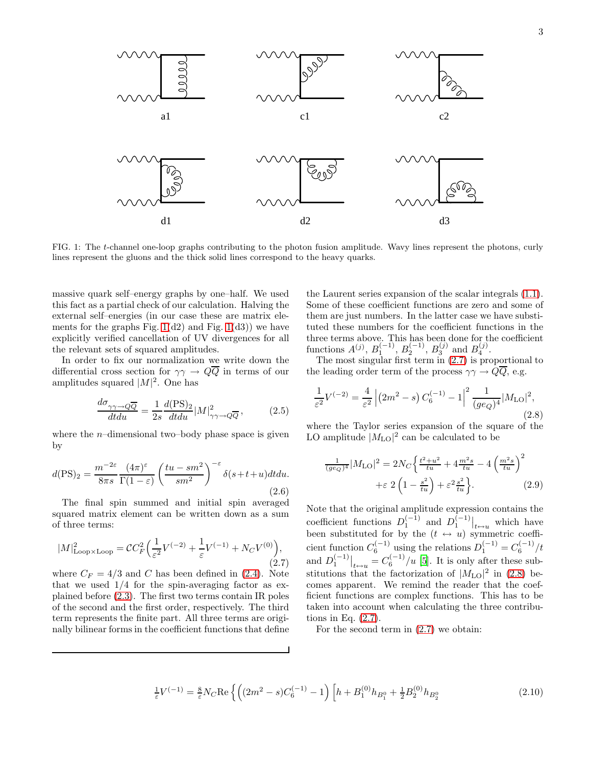a1 c1 c2

d1 d2 d3

FIG. 1: The $t$-channel one-loop graphs contributing to the photon fusion amplitude. Wavy lines represent the photons, curly lines represent the gluons and the thick solid lines correspond to the heavy quarks.

massive quark self–energy graphs by one–half. We used this fact as a partial check of our calculation. Halving the external self–energies (in our case these are matrix elements for the graphs Fig. 1(d2) and Fig. 1(d3)) we have explicitly verified cancellation of UV divergences for all the relevant sets of squared amplitudes.

In order to fix our normalization we write down the differential cross section for $\gamma\gamma \to Q\overline{Q}$ in terms of our amplitudes squared $|M|^2$. One has

$$\frac{d\sigma_{\gamma\gamma\to Q\overline{Q}}}{dtdu} = \frac{1}{2s}\frac{d(\mathrm{PS})_2}{dtdu}|M|^2_{\gamma\gamma\to Q\overline{Q}}\,, \tag{2.5}$$

where the $n$–dimensional two–body phase space is given by

$$d(\mathrm{PS})_2 = \frac{m^{-2\varepsilon}}{8\pi s}\frac{(4\pi)^{\varepsilon}}{\Gamma(1-\varepsilon)}\left(\frac{tu-sm^2}{sm^2}\right)^{-\varepsilon}\delta(s+t+u)dtdu. \tag{2.6}$$

The final spin summed and initial spin averaged squared matrix element can be written down as a sum of three terms:

$$|M|^2_{\mathrm{Loop}\times\mathrm{Loop}} = \mathcal{C}C_F^2\Big(\frac{1}{\varepsilon^2}V^{(-2)} + \frac{1}{\varepsilon}V^{(-1)} + N_C V^{(0)}\Big), \tag{2.7}$$

where $C_F = 4/3$ and $C$ has been defined in (2.4). Note that we used 1/4 for the spin-averaging factor as explained before (2.3). The first two terms contain IR poles of the second and the first order, respectively. The third term represents the finite part. All three terms are originally bilinear forms in the coefficient functions that define the Laurent series expansion of the scalar integrals (1.1). Some of these coefficient functions are zero and some of them are just numbers. In the latter case we have substituted these numbers for the coefficient functions in the three terms above. This has been done for the coefficient functions $A^{(j)}$, $B_1^{(-1)}$, $B_2^{(-1)}$, $B_3^{(j)}$ and $B_4^{(j)}$.

The most singular first term in (2.7) is proportional to the leading order term of the process $\gamma\gamma \to Q\overline{Q}$, e.g.

$$\frac{1}{\varepsilon^2}V^{(-2)} = \frac{4}{\varepsilon^2}\left|\left(2m^2-s\right)C_6^{(-1)}-1\right|^2\frac{1}{(ge_Q)^4}|M_{\mathrm{LO}}|^2, \tag{2.8}$$

where the Taylor series expansion of the square of the LO amplitude $|M_{\mathrm{LO}}|^2$ can be calculated to be

$$\frac{1}{(ge_Q)^4}|M_{\mathrm{LO}}|^2 = 2N_C\Big\{\frac{t^2+u^2}{tu} + 4\frac{m^2s}{tu} - 4\left(\frac{m^2s}{tu}\right)^2 + \varepsilon\; 2\left(1-\frac{s^2}{tu}\right) + \varepsilon^2\frac{s^2}{tu}\Big\}. \tag{2.9}$$

Note that the original amplitude expression contains the coefficient functions $D_1^{(-1)}$ and $D_1^{(-1)}\big|_{t\leftrightarrow u}$ which have been substituted for by the $(t \leftrightarrow u)$ symmetric coefficient function $C_6^{(-1)}$ using the relations $D_1^{(-1)} = C_6^{(-1)}/t$ and $D_1^{(-1)}\big|_{t\leftrightarrow u} = C_6^{(-1)}/u$ [5]. It is only after these substitutions that the factorization of $|M_{\mathrm{LO}}|^2$ in (2.8) becomes apparent. We remind the reader that the coefficient functions are complex functions. This has to be taken into account when calculating the three contributions in Eq. (2.7).

For the second term in (2.7) we obtain:

$$\frac{1}{\varepsilon}V^{(-1)} = \frac{8}{\varepsilon}N_C\mathrm{Re}\left\{\left((2m^2-s)C_6^{(-1)}-1\right)\left[h + B_1^{(0)}h_{B_1^0} + \frac{1}{2}B_2^{(0)}h_{B_2^0}\right.\right. \tag{2.10}$$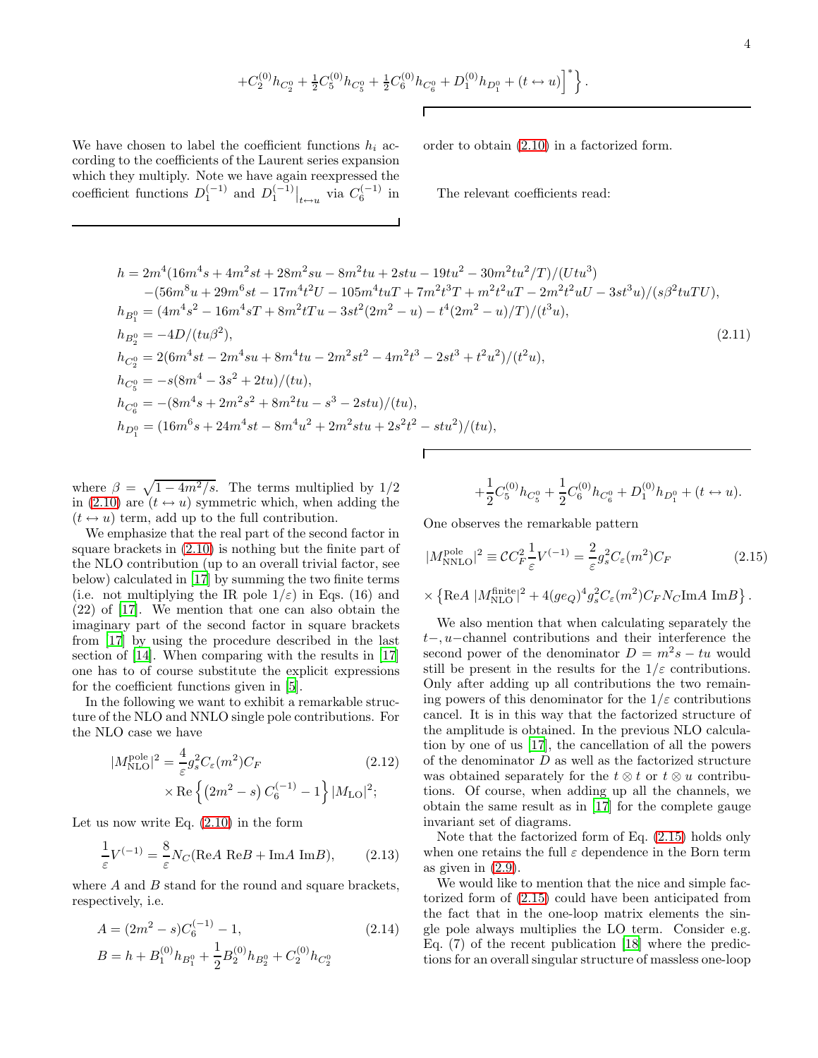$$+C_2^{(0)} h_{C_2^0} + \tfrac{1}{2} C_5^{(0)} h_{C_5^0} + \tfrac{1}{2} C_6^{(0)} h_{C_6^0} + D_1^{(0)} h_{D_1^0} + (t \leftrightarrow u) \Big]^* \Big\} .$$

We have chosen to label the coefficient functions $h_i$ according to the coefficients of the Laurent series expansion which they multiply. Note we have again reexpressed the coefficient functions $D_1^{(-1)}$ and $D_1^{(-1)}\big|_{t\leftrightarrow u}$ via $C_6^{(-1)}$ in order to obtain (2.10) in a factorized form.

The relevant coefficients read:

$$
\begin{aligned}
h &= 2m^4(16m^4s + 4m^2st + 28m^2su - 8m^2tu + 2stu - 19tu^2 - 30m^2tu^2/T)/(Utu^3) \\
&\quad -(56m^8u + 29m^6st - 17m^4t^2U - 105m^4tuT + 7m^2t^3T + m^2t^2uT - 2m^2t^2uU - 3st^3u)/(s\beta^2tuTU), \\
h_{B_1^0} &= (4m^4s^2 - 16m^4sT + 8m^2tTu - 3st^2(2m^2-u) - t^4(2m^2-u)/T)/(t^3u), \\
h_{B_2^0} &= -4D/(tu\beta^2), \\
h_{C_2^0} &= 2(6m^4st - 2m^4su + 8m^4tu - 2m^2st^2 - 4m^2t^3 - 2st^3 + t^2u^2)/(t^2u), \\
h_{C_5^0} &= -s(8m^4 - 3s^2 + 2tu)/(tu), \\
h_{C_6^0} &= -(8m^4s + 2m^2s^2 + 8m^2tu - s^3 - 2stu)/(tu), \\
h_{D_1^0} &= (16m^6s + 24m^4st - 8m^4u^2 + 2m^2stu + 2s^2t^2 - stu^2)/(tu),
\end{aligned}
\tag{2.11}
$$

where $\beta = \sqrt{1-4m^2/s}$. The terms multiplied by 1/2 in (2.10) are $(t \leftrightarrow u)$ symmetric which, when adding the $(t \leftrightarrow u)$ term, add up to the full contribution.

We emphasize that the real part of the second factor in square brackets in (2.10) is nothing but the finite part of the NLO contribution (up to an overall trivial factor, see below) calculated in [17] by summing the two finite terms (i.e. not multiplying the IR pole $1/\varepsilon$) in Eqs. (16) and (22) of [17]. We mention that one can also obtain the imaginary part of the second factor in square brackets from [17] by using the procedure described in the last section of [14]. When comparing with the results in [17] one has to of course substitute the explicit expressions for the coefficient functions given in [5].

In the following we want to exhibit a remarkable structure of the NLO and NNLO single pole contributions. For the NLO case we have

$$
\begin{aligned}
|M_{\rm NLO}^{\rm pole}|^2 &= \frac{4}{\varepsilon} g_s^2 C_\varepsilon(m^2) C_F \\
&\quad \times {\rm Re}\left\{ \left(2m^2 - s\right) C_6^{(-1)} - 1 \right\} |M_{\rm LO}|^2;
\end{aligned}
\tag{2.12}
$$

Let us now write Eq. (2.10) in the form

$$\frac{1}{\varepsilon} V^{(-1)} = \frac{8}{\varepsilon} N_C ({\rm Re}A\ {\rm Re}B + {\rm Im}A\ {\rm Im}B), \tag{2.13}$$

where $A$ and $B$ stand for the round and square brackets, respectively, i.e.

$$
\begin{aligned}
A &= (2m^2 - s) C_6^{(-1)} - 1, \\
B &= h + B_1^{(0)} h_{B_1^0} + \frac{1}{2} B_2^{(0)} h_{B_2^0} + C_2^{(0)} h_{C_2^0} \\
&\quad + \frac{1}{2} C_5^{(0)} h_{C_5^0} + \frac{1}{2} C_6^{(0)} h_{C_6^0} + D_1^{(0)} h_{D_1^0} + (t \leftrightarrow u).
\end{aligned}
\tag{2.14}
$$

One observes the remarkable pattern

$$
\begin{aligned}
|M_{\rm NNLO}^{\rm pole}|^2 &\equiv \mathcal{C} C_F^2 \frac{1}{\varepsilon} V^{(-1)} = \frac{2}{\varepsilon} g_s^2 C_\varepsilon(m^2) C_F \\
&\quad \times \left\{ {\rm Re}A\ |M_{\rm NLO}^{\rm finite}|^2 + 4(ge_Q)^4 g_s^2 C_\varepsilon(m^2) C_F N_C {\rm Im}A\ {\rm Im}B \right\}.
\end{aligned}
\tag{2.15}
$$

We also mention that when calculating separately the $t-, u-$channel contributions and their interference the second power of the denominator $D = m^2s - tu$ would still be present in the results for the $1/\varepsilon$ contributions. Only after adding up all contributions the two remaining powers of this denominator for the $1/\varepsilon$ contributions cancel. It is in this way that the factorized structure of the amplitude is obtained. In the previous NLO calculation by one of us [17], the cancellation of all the powers of the denominator $D$ as well as the factorized structure was obtained separately for the $t \otimes t$ or $t \otimes u$ contributions. Of course, when adding up all the channels, we obtain the same result as in [17] for the complete gauge invariant set of diagrams.

Note that the factorized form of Eq. (2.15) holds only when one retains the full $\varepsilon$ dependence in the Born term as given in (2.9).

We would like to mention that the nice and simple factorized form of (2.15) could have been anticipated from the fact that in the one-loop matrix elements the single pole always multiplies the LO term. Consider e.g. Eq. (7) of the recent publication [18] where the predictions for an overall singular structure of massless one-loop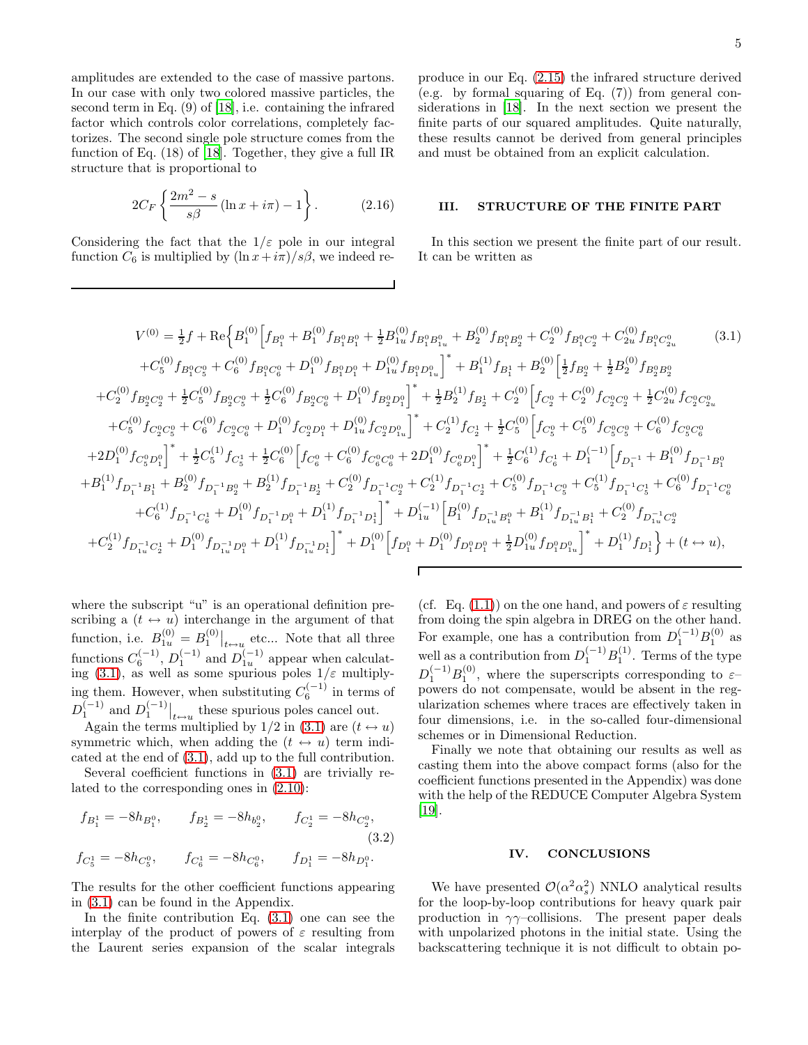amplitudes are extended to the case of massive partons. In our case with only two colored massive particles, the second term in Eq. (9) of [18], i.e. containing the infrared factor which controls color correlations, completely factorizes. The second single pole structure comes from the function of Eq. (18) of [18]. Together, they give a full IR structure that is proportional to

$$2C_F\left\{\frac{2m^2-s}{s\beta}\left(\ln x+i\pi\right)-1\right\}. \tag{2.16}$$

Considering the fact that the $1/\varepsilon$ pole in our integral function $C_6$ is multiplied by $(\ln x+i\pi)/s\beta$, we indeed reproduce in our Eq. (2.15) the infrared structure derived (e.g. by formal squaring of Eq. (7)) from general considerations in [18]. In the next section we present the finite parts of our squared amplitudes. Quite naturally, these results cannot be derived from general principles and must be obtained from an explicit calculation.

## III. STRUCTURE OF THE FINITE PART

In this section we present the finite part of our result. It can be written as

$$
\begin{aligned}
V^{(0)} = {}& \tfrac{1}{2}f + \mathrm{Re}\Big\{ B_1^{(0)}\Big[f_{B_1^0} + B_1^{(0)} f_{B_1^0B_1^0} + \tfrac{1}{2}B_{1u}^{(0)} f_{B_1^0B_{1u}^0} + B_2^{(0)} f_{B_1^0B_2^0} + C_2^{(0)} f_{B_1^0C_2^0} + C_{2u}^{(0)} f_{B_1^0C_{2u}^0} \\
&+ C_5^{(0)} f_{B_1^0C_5^0} + C_6^{(0)} f_{B_1^0C_6^0} + D_1^{(0)} f_{B_1^0D_1^0} + D_{1u}^{(0)} f_{B_1^0D_{1u}^0}\Big]^* + B_1^{(1)} f_{B_1^1} + B_2^{(0)}\Big[\tfrac{1}{2}f_{B_2^0} + \tfrac{1}{2}B_2^{(0)} f_{B_2^0B_2^0} \\
&+ C_2^{(0)} f_{B_2^0C_2^0} + \tfrac{1}{2}C_5^{(0)} f_{B_2^0C_5^0} + \tfrac{1}{2}C_6^{(0)} f_{B_2^0C_6^0} + D_1^{(0)} f_{B_2^0D_1^0}\Big]^* + \tfrac{1}{2}B_2^{(1)} f_{B_2^1} + C_2^{(0)}\Big[f_{C_2^0} + C_2^{(0)} f_{C_2^0C_2^0} + \tfrac{1}{2}C_{2u}^{(0)} f_{C_2^0C_{2u}^0} \\
&+ C_5^{(0)} f_{C_2^0C_5^0} + C_6^{(0)} f_{C_2^0C_6^0} + D_1^{(0)} f_{C_2^0D_1^0} + D_{1u}^{(0)} f_{C_2^0D_{1u}^0}\Big]^* + C_2^{(1)} f_{C_2^1} + \tfrac{1}{2}C_5^{(0)}\Big[f_{C_5^0} + C_5^{(0)} f_{C_5^0C_5^0} + C_6^{(0)} f_{C_5^0C_6^0} \\
&+ 2D_1^{(0)} f_{C_5^0D_1^0}\Big]^* + \tfrac{1}{2}C_5^{(1)} f_{C_5^1} + \tfrac{1}{2}C_6^{(0)}\Big[f_{C_6^0} + C_6^{(0)} f_{C_6^0C_6^0} + 2D_1^{(0)} f_{C_6^0D_1^0}\Big]^* + \tfrac{1}{2}C_6^{(1)} f_{C_6^1} + D_1^{(-1)}\Big[f_{D_1^{-1}} + B_1^{(0)} f_{D_1^{-1}B_1^0} \\
&+ B_1^{(1)} f_{D_1^{-1}B_1^1} + B_2^{(0)} f_{D_1^{-1}B_2^0} + B_2^{(1)} f_{D_1^{-1}B_2^1} + C_2^{(0)} f_{D_1^{-1}C_2^0} + C_2^{(1)} f_{D_1^{-1}C_2^1} + C_5^{(0)} f_{D_1^{-1}C_5^0} + C_5^{(1)} f_{D_1^{-1}C_5^1} + C_6^{(0)} f_{D_1^{-1}C_6^0} \\
&+ C_6^{(1)} f_{D_1^{-1}C_6^1} + D_1^{(0)} f_{D_1^{-1}D_1^0} + D_1^{(1)} f_{D_1^{-1}D_1^1}\Big]^* + D_{1u}^{(-1)}\Big[B_1^{(0)} f_{D_{1u}^{-1}B_1^0} + B_1^{(1)} f_{D_{1u}^{-1}B_1^1} + C_2^{(0)} f_{D_{1u}^{-1}C_2^0} \\
&+ C_2^{(1)} f_{D_{1u}^{-1}C_2^1} + D_1^{(0)} f_{D_{1u}^{-1}D_1^0} + D_1^{(1)} f_{D_{1u}^{-1}D_1^1}\Big]^* + D_1^{(0)}\Big[f_{D_1^0} + D_1^{(0)} f_{D_1^0D_1^0} + \tfrac{1}{2}D_{1u}^{(0)} f_{D_1^0D_{1u}^0}\Big]^* + D_1^{(1)} f_{D_1^1}\Big\} + (t\leftrightarrow u),
\end{aligned}
\tag{3.1}
$$

where the subscript "u" is an operational definition prescribing a $(t\leftrightarrow u)$ interchange in the argument of that function, i.e. $B_{1u}^{(0)} = B_1^{(0)}\big|_{t\leftrightarrow u}$ etc... Note that all three functions $C_6^{(-1)}$, $D_1^{(-1)}$ and $D_{1u}^{(-1)}$ appear when calculating (3.1), as well as some spurious poles $1/\varepsilon$ multiplying them. However, when substituting $C_6^{(-1)}$ in terms of $D_1^{(-1)}$ and $D_1^{(-1)}\big|_{t\leftrightarrow u}$ these spurious poles cancel out.

Again the terms multiplied by 1/2 in (3.1) are $(t\leftrightarrow u)$ symmetric which, when adding the $(t\leftrightarrow u)$ term indicated at the end of (3.1), add up to the full contribution.

Several coefficient functions in (3.1) are trivially related to the corresponding ones in (2.10):

$$f_{B_1^1} = -8h_{B_1^0}, \qquad f_{B_2^1} = -8h_{b_2^0}, \qquad f_{C_2^1} = -8h_{C_2^0}, \tag{3.2}$$

$$f_{C_5^1} = -8h_{C_5^0}, \qquad f_{C_6^1} = -8h_{C_6^0}, \qquad f_{D_1^1} = -8h_{D_1^0}.$$

The results for the other coefficient functions appearing in (3.1) can be found in the Appendix.

In the finite contribution Eq. (3.1) one can see the interplay of the product of powers of $\varepsilon$ resulting from the Laurent series expansion of the scalar integrals (cf. Eq. (1.1)) on the one hand, and powers of $\varepsilon$ resulting from doing the spin algebra in DREG on the other hand. For example, one has a contribution from $D_1^{(-1)}B_1^{(0)}$ as well as a contribution from $D_1^{(-1)}B_1^{(1)}$. Terms of the type $D_1^{(-1)}B_1^{(0)}$, where the superscripts corresponding to $\varepsilon$–powers do not compensate, would be absent in the regularization schemes where traces are effectively taken in four dimensions, i.e. in the so-called four-dimensional schemes or in Dimensional Reduction.

Finally we note that obtaining our results as well as casting them into the above compact forms (also for the coefficient functions presented in the Appendix) was done with the help of the REDUCE Computer Algebra System [19].

## IV. CONCLUSIONS

We have presented $\mathcal{O}(\alpha^2\alpha_s^2)$ NNLO analytical results for the loop-by-loop contributions for heavy quark pair production in $\gamma\gamma$–collisions. The present paper deals with unpolarized photons in the initial state. Using the backscattering technique it is not difficult to obtain po-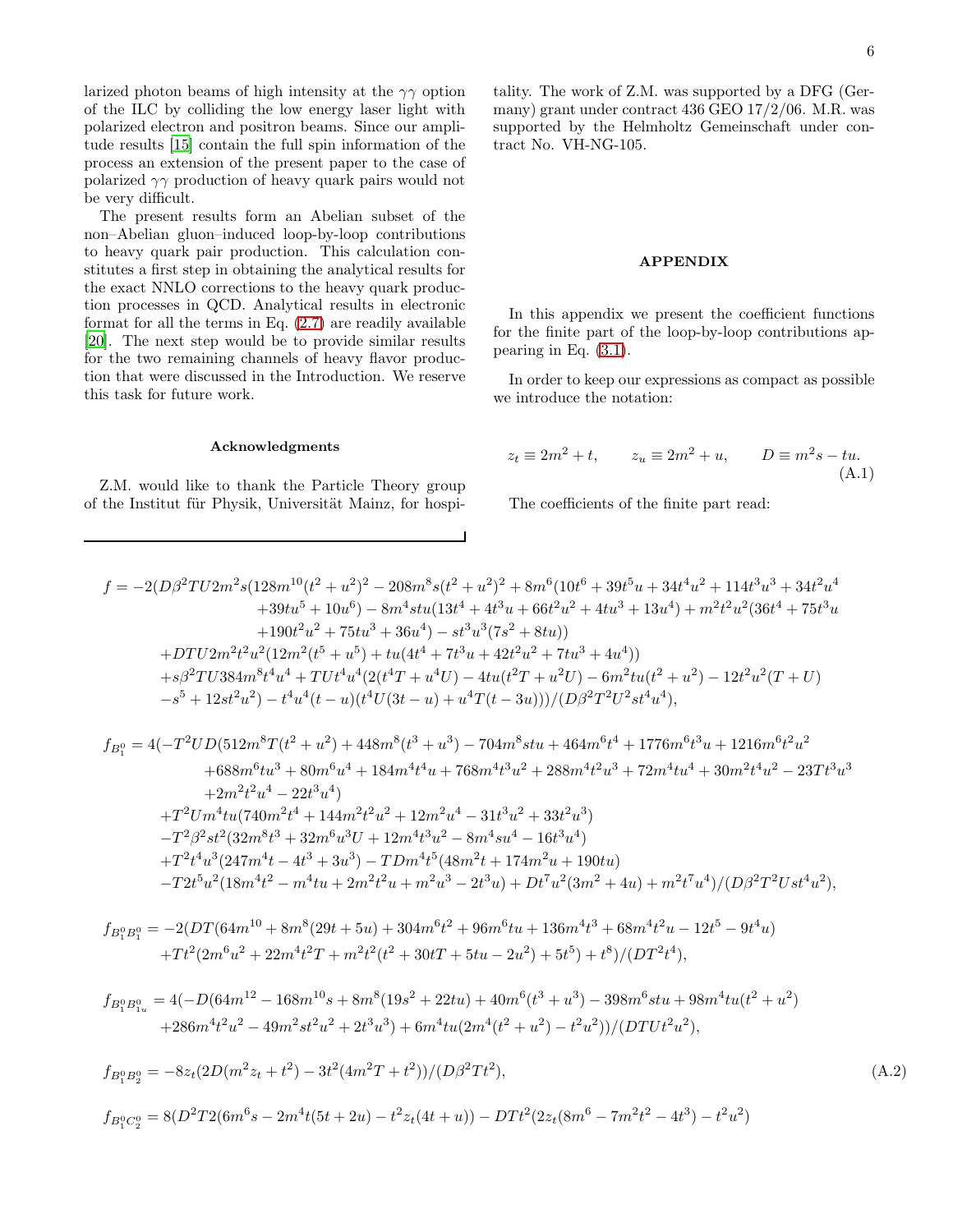larized photon beams of high intensity at the $\gamma\gamma$ option of the ILC by colliding the low energy laser light with polarized electron and positron beams. Since our amplitude results [15] contain the full spin information of the process an extension of the present paper to the case of polarized $\gamma\gamma$ production of heavy quark pairs would not be very difficult.

The present results form an Abelian subset of the non–Abelian gluon–induced loop-by-loop contributions to heavy quark pair production. This calculation constitutes a first step in obtaining the analytical results for the exact NNLO corrections to the heavy quark production processes in QCD. Analytical results in electronic format for all the terms in Eq. (2.7) are readily available [20]. The next step would be to provide similar results for the two remaining channels of heavy flavor production that were discussed in the Introduction. We reserve this task for future work.

### Acknowledgments

Z.M. would like to thank the Particle Theory group of the Institut für Physik, Universität Mainz, for hospitality. The work of Z.M. was supported by a DFG (Germany) grant under contract 436 GEO 17/2/06. M.R. was supported by the Helmholtz Gemeinschaft under contract No. VH-NG-105.

## APPENDIX

In this appendix we present the coefficient functions for the finite part of the loop-by-loop contributions appearing in Eq. (3.1).

In order to keep our expressions as compact as possible we introduce the notation:

$$z_t \equiv 2m^2 + t, \qquad z_u \equiv 2m^2 + u, \qquad D \equiv m^2 s - tu. \tag{A.1}$$

The coefficients of the finite part read:

$$\begin{aligned}
f = &-2(D\beta^2TU2m^2s(128m^{10}(t^2+u^2)^2 - 208m^8s(t^2+u^2)^2 + 8m^6(10t^6+39t^5u+34t^4u^2+114t^3u^3+34t^2u^4\\
&+39tu^5+10u^6) - 8m^4stu(13t^4+4t^3u+66t^2u^2+4tu^3+13u^4) + m^2t^2u^2(36t^4+75t^3u\\
&+190t^2u^2+75tu^3+36u^4) - st^3u^3(7s^2+8tu))\\
&+DTU2m^2t^2u^2(12m^2(t^5+u^5) + tu(4t^4+7t^3u+42t^2u^2+7tu^3+4u^4))\\
&+s\beta^2TU384m^8t^4u^4 + TUt^4u^4(2(t^4T+u^4U) - 4tu(t^2T+u^2U) - 6m^2tu(t^2+u^2) - 12t^2u^2(T+U)\\
&-s^5+12st^2u^2) - t^4u^4(t-u)(t^4U(3t-u)+u^4T(t-3u)))/(D\beta^2T^2U^2st^4u^4),
\end{aligned}$$

$$\begin{aligned}
f_{B_1^0} = 4(&-T^2UD(512m^8T(t^2+u^2) + 448m^8(t^3+u^3) - 704m^8stu + 464m^6t^4 + 1776m^6t^3u + 1216m^6t^2u^2\\
&+688m^6tu^3 + 80m^6u^4 + 184m^4t^4u + 768m^4t^3u^2 + 288m^4t^2u^3 + 72m^4tu^4 + 30m^2t^4u^2 - 23Tt^3u^3\\
&+2m^2t^2u^4 - 22t^3u^4)\\
&+T^2Um^4tu(740m^2t^4 + 144m^2t^2u^2 + 12m^2u^4 - 31t^3u^2 + 33t^2u^3)\\
&-T^2\beta^2st^2(32m^8t^3 + 32m^6u^3U + 12m^4t^3u^2 - 8m^4su^4 - 16t^3u^4)\\
&+T^2t^4u^3(247m^4t - 4t^3 + 3u^3) - TDm^4t^5(48m^2t + 174m^2u + 190tu)\\
&-T2t^5u^2(18m^4t^2 - m^4tu + 2m^2t^2u + m^2u^3 - 2t^3u) + Dt^7u^2(3m^2+4u) + m^2t^7u^4)/(D\beta^2T^2Ust^4u^2),
\end{aligned}$$

$$\begin{aligned}
f_{B_1^0B_1^0} = -2(&DT(64m^{10} + 8m^8(29t+5u) + 304m^6t^2 + 96m^6tu + 136m^4t^3 + 68m^4t^2u - 12t^5 - 9t^4u)\\
&+Tt^2(2m^6u^2 + 22m^4t^2T + m^2t^2(t^2+30tT+5tu-2u^2) + 5t^5) + t^8)/(DT^2t^4),
\end{aligned}$$

$$\begin{aligned}
f_{B_1^0B_{1u}^0} = 4(&-D(64m^{12} - 168m^{10}s + 8m^8(19s^2+22tu) + 40m^6(t^3+u^3) - 398m^6stu + 98m^4tu(t^2+u^2)\\
&+286m^4t^2u^2 - 49m^2st^2u^2 + 2t^3u^3) + 6m^4tu(2m^4(t^2+u^2) - t^2u^2))/(DTUt^2u^2),
\end{aligned}$$

$$f_{B_1^0B_2^0} = -8z_t(2D(m^2z_t+t^2) - 3t^2(4m^2T+t^2))/(D\beta^2Tt^2), \tag{A.2}$$

$$f_{B_1^0C_2^0} = 8(D^2T2(6m^6s - 2m^4t(5t+2u) - t^2z_t(4t+u)) - DTt^2(2z_t(8m^6 - 7m^2t^2 - 4t^3) - t^2u^2)$$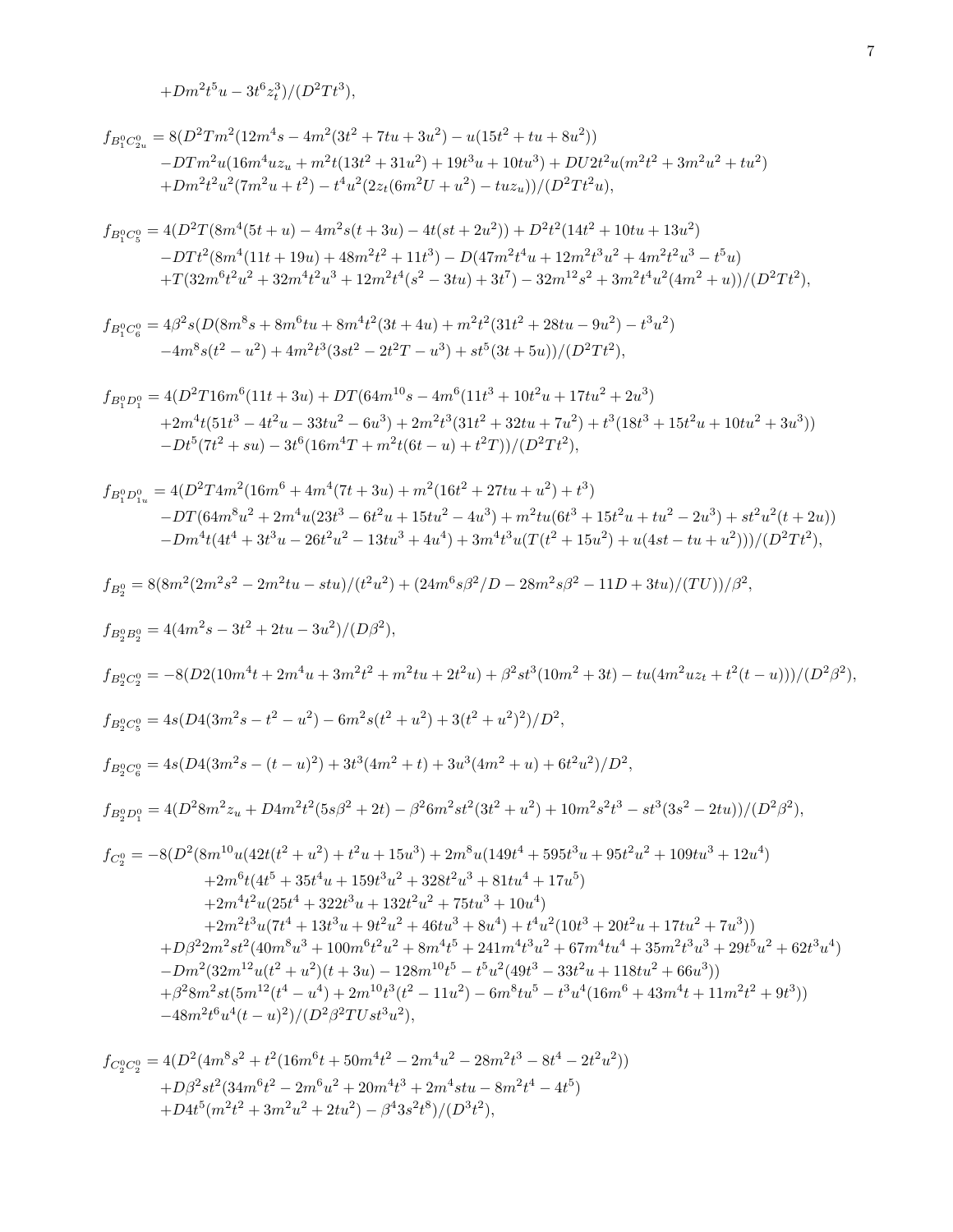$$+Dm^2t^5u - 3t^6z_t^3)/(D^2Tt^3),$$

$$f_{B_1^0C_{2u}^0} = 8(D^2Tm^2(12m^4s - 4m^2(3t^2 + 7tu + 3u^2) - u(15t^2 + tu + 8u^2))$$
$$-DTm^2u(16m^4uz_u + m^2t(13t^2 + 31u^2) + 19t^3u + 10tu^3) + DU2t^2u(m^2t^2 + 3m^2u^2 + tu^2)$$
$$+Dm^2t^2u^2(7m^2u + t^2) - t^4u^2(2z_t(6m^2U + u^2) - tuz_u))/(D^2Tt^2u),$$

$$f_{B_1^0C_5^0} = 4(D^2T(8m^4(5t + u) - 4m^2s(t + 3u) - 4t(st + 2u^2)) + D^2t^2(14t^2 + 10tu + 13u^2)$$
$$-DTt^2(8m^4(11t + 19u) + 48m^2t^2 + 11t^3) - D(47m^2t^4u + 12m^2t^3u^2 + 4m^2t^2u^3 - t^5u)$$
$$+T(32m^6t^2u^2 + 32m^4t^2u^3 + 12m^2t^4(s^2 - 3tu) + 3t^7) - 32m^{12}s^2 + 3m^2t^4u^2(4m^2 + u))/(D^2Tt^2),$$

$$f_{B_1^0C_6^0} = 4\beta^2s(D(8m^8s + 8m^6tu + 8m^4t^2(3t + 4u) + m^2t^2(31t^2 + 28tu - 9u^2) - t^3u^2)$$
$$-4m^8s(t^2 - u^2) + 4m^2t^3(3st^2 - 2t^2T - u^3) + st^5(3t + 5u))/(D^2Tt^2),$$

$$f_{B_1^0D_1^0} = 4(D^2T16m^6(11t + 3u) + DT(64m^{10}s - 4m^6(11t^3 + 10t^2u + 17tu^2 + 2u^3)$$
$$+2m^4t(51t^3 - 4t^2u - 33tu^2 - 6u^3) + 2m^2t^3(31t^2 + 32tu + 7u^2) + t^3(18t^3 + 15t^2u + 10tu^2 + 3u^3))$$
$$-Dt^5(7t^2 + su) - 3t^6(16m^4T + m^2t(6t - u) + t^2T))/(D^2Tt^2),$$

$$f_{B_1^0D_{1u}^0} = 4(D^2T4m^2(16m^6 + 4m^4(7t + 3u) + m^2(16t^2 + 27tu + u^2) + t^3)$$
$$-DT(64m^8u^2 + 2m^4u(23t^3 - 6t^2u + 15tu^2 - 4u^3) + m^2tu(6t^3 + 15t^2u + tu^2 - 2u^3) + st^2u^2(t + 2u))$$
$$-Dm^4t(4t^4 + 3t^3u - 26t^2u^2 - 13tu^3 + 4u^4) + 3m^4t^3u(T(t^2 + 15u^2) + u(4st - tu + u^2)))/(D^2Tt^2),$$

$$f_{B_2^0} = 8(8m^2(2m^2s^2 - 2m^2tu - stu)/(t^2u^2) + (24m^6s\beta^2/D - 28m^2s\beta^2 - 11D + 3tu)/(TU))/\beta^2,$$

$$f_{B_2^0B_2^0} = 4(4m^2s - 3t^2 + 2tu - 3u^2)/(D\beta^2),$$

$$f_{B_2^0C_2^0} = -8(D2(10m^4t + 2m^4u + 3m^2t^2 + m^2tu + 2t^2u) + \beta^2st^3(10m^2 + 3t) - tu(4m^2uz_t + t^2(t - u)))/(D^2\beta^2),$$

$$f_{B_2^0C_5^0} = 4s(D4(3m^2s - t^2 - u^2) - 6m^2s(t^2 + u^2) + 3(t^2 + u^2)^2)/D^2,$$

$$f_{B_2^0C_6^0} = 4s(D4(3m^2s - (t - u)^2) + 3t^3(4m^2 + t) + 3u^3(4m^2 + u) + 6t^2u^2)/D^2,$$

$$f_{B_2^0D_1^0} = 4(D^28m^2z_u + D4m^2t^2(5s\beta^2 + 2t) - \beta^26m^2st^2(3t^2 + u^2) + 10m^2s^2t^3 - st^3(3s^2 - 2tu))/(D^2\beta^2),$$

$$f_{C_2^0} = -8(D^2(8m^{10}u(42t(t^2 + u^2) + t^2u + 15u^3) + 2m^8u(149t^4 + 595t^3u + 95t^2u^2 + 109tu^3 + 12u^4)$$
$$+2m^6t(4t^5 + 35t^4u + 159t^3u^2 + 328t^2u^3 + 81tu^4 + 17u^5)$$
$$+2m^4t^2u(25t^4 + 322t^3u + 132t^2u^2 + 75tu^3 + 10u^4)$$
$$+2m^2t^3u(7t^4 + 13t^3u + 9t^2u^2 + 46tu^3 + 8u^4) + t^4u^2(10t^3 + 20t^2u + 17tu^2 + 7u^3))$$
$$+D\beta^22m^2st^2(40m^8u^3 + 100m^6t^2u^2 + 8m^4t^5 + 241m^4t^3u^2 + 67m^4tu^4 + 35m^2t^3u^3 + 29t^5u^2 + 62t^3u^4)$$
$$-Dm^2(32m^{12}u(t^2 + u^2)(t + 3u) - 128m^{10}t^5 - t^5u^2(49t^3 - 33t^2u + 118tu^2 + 66u^3))$$
$$+\beta^28m^2st(5m^{12}(t^4 - u^4) + 2m^{10}t^3(t^2 - 11u^2) - 6m^8tu^5 - t^3u^4(16m^6 + 43m^4t + 11m^2t^2 + 9t^3))$$
$$-48m^2t^6u^4(t - u)^2)/(D^2\beta^2TUst^3u^2),$$

$$f_{C_2^0C_2^0} = 4(D^2(4m^8s^2 + t^2(16m^6t + 50m^4t^2 - 2m^4u^2 - 28m^2t^3 - 8t^4 - 2t^2u^2))$$
$$+D\beta^2st^2(34m^6t^2 - 2m^6u^2 + 20m^4t^3 + 2m^4stu - 8m^2t^4 - 4t^5)$$
$$+D4t^5(m^2t^2 + 3m^2u^2 + 2tu^2) - \beta^43s^2t^8)/(D^3t^2),$$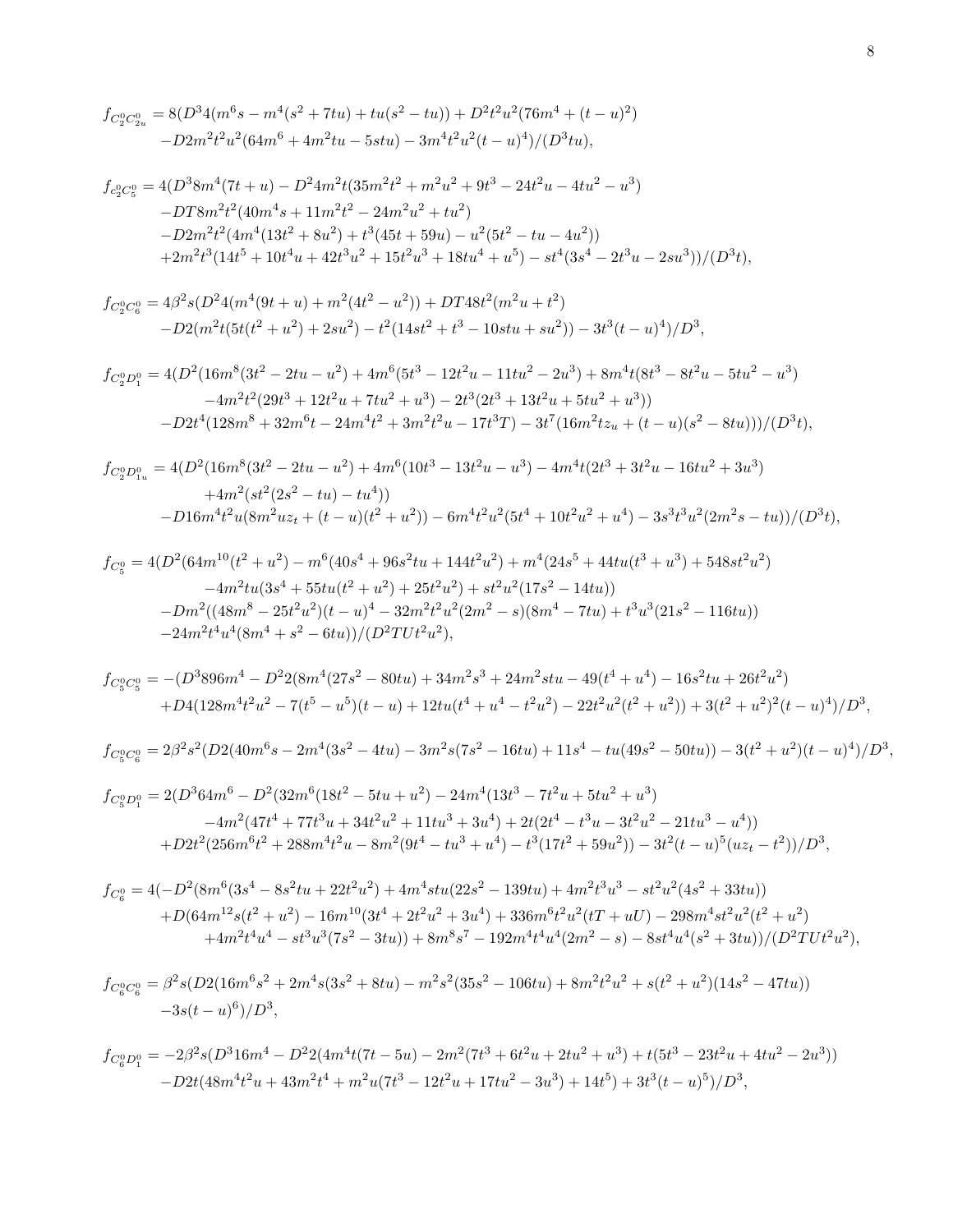$$
\begin{aligned}
f_{C_2^0 C_{2u}^0} = {} & 8(D^3 4(m^6 s - m^4(s^2+7tu) + tu(s^2-tu)) + D^2 t^2 u^2 (76m^4 + (t-u)^2) \\
& - D2m^2t^2u^2(64m^6 + 4m^2tu - 5stu) - 3m^4t^2u^2(t-u)^4)/(D^3 tu),
\end{aligned}
$$

$$
\begin{aligned}
f_{c_2^0 C_5^0} = {} & 4(D^3 8m^4(7t+u) - D^2 4m^2 t(35m^2t^2 + m^2u^2 + 9t^3 - 24t^2u - 4tu^2 - u^3) \\
& - DT8m^2t^2(40m^4 s + 11m^2t^2 - 24m^2u^2 + tu^2) \\
& - D2m^2t^2(4m^4(13t^2+8u^2) + t^3(45t+59u) - u^2(5t^2 - tu - 4u^2)) \\
& + 2m^2t^3(14t^5 + 10t^4u + 42t^3u^2 + 15t^2u^3 + 18tu^4 + u^5) - st^4(3s^4 - 2t^3u - 2su^3))/(D^3 t),
\end{aligned}
$$

$$
\begin{aligned}
f_{C_2^0 C_6^0} = {} & 4\beta^2 s(D^2 4(m^4(9t+u) + m^2(4t^2 - u^2)) + DT48t^2(m^2u + t^2) \\
& - D2(m^2t(5t(t^2+u^2) + 2su^2) - t^2(14st^2 + t^3 - 10stu + su^2)) - 3t^3(t-u)^4)/D^3,
\end{aligned}
$$

$$
\begin{aligned}
f_{C_2^0 D_1^0} = {} & 4(D^2(16m^8(3t^2 - 2tu - u^2) + 4m^6(5t^3 - 12t^2u - 11tu^2 - 2u^3) + 8m^4t(8t^3 - 8t^2u - 5tu^2 - u^3) \\
& - 4m^2t^2(29t^3 + 12t^2u + 7tu^2 + u^3) - 2t^3(2t^3 + 13t^2u + 5tu^2 + u^3)) \\
& - D2t^4(128m^8 + 32m^6t - 24m^4t^2 + 3m^2t^2u - 17t^3T) - 3t^7(16m^2tz_u + (t-u)(s^2 - 8tu)))/(D^3 t),
\end{aligned}
$$

$$
\begin{aligned}
f_{C_2^0 D_{1u}^0} = {} & 4(D^2(16m^8(3t^2 - 2tu - u^2) + 4m^6(10t^3 - 13t^2u - u^3) - 4m^4t(2t^3 + 3t^2u - 16tu^2 + 3u^3) \\
& + 4m^2(st^2(2s^2 - tu) - tu^4)) \\
& - D16m^4t^2u(8m^2uz_t + (t-u)(t^2+u^2)) - 6m^4t^2u^2(5t^4 + 10t^2u^2 + u^4) - 3s^3t^3u^2(2m^2s - tu))/(D^3 t),
\end{aligned}
$$

$$
\begin{aligned}
f_{C_5^0} = {} & 4(D^2(64m^{10}(t^2+u^2) - m^6(40s^4 + 96s^2tu + 144t^2u^2) + m^4(24s^5 + 44tu(t^3+u^3) + 548st^2u^2) \\
& - 4m^2tu(3s^4 + 55tu(t^2+u^2) + 25t^2u^2) + st^2u^2(17s^2 - 14tu)) \\
& - Dm^2((48m^8 - 25t^2u^2)(t-u)^4 - 32m^2t^2u^2(2m^2 - s)(8m^4 - 7tu) + t^3u^3(21s^2 - 116tu)) \\
& - 24m^2t^4u^4(8m^4 + s^2 - 6tu))/(D^2TUt^2u^2),
\end{aligned}
$$

$$
\begin{aligned}
f_{C_5^0 C_5^0} = {} & -(D^3 896m^4 - D^2 2(8m^4(27s^2 - 80tu) + 34m^2s^3 + 24m^2stu - 49(t^4+u^4) - 16s^2tu + 26t^2u^2) \\
& + D4(128m^4t^2u^2 - 7(t^5 - u^5)(t-u) + 12tu(t^4 + u^4 - t^2u^2) - 22t^2u^2(t^2+u^2)) + 3(t^2+u^2)^2(t-u)^4)/D^3,
\end{aligned}
$$

$$
f_{C_5^0 C_6^0} = 2\beta^2 s^2(D2(40m^6 s - 2m^4(3s^2 - 4tu) - 3m^2s(7s^2 - 16tu) + 11s^4 - tu(49s^2 - 50tu)) - 3(t^2+u^2)(t-u)^4)/D^3,
$$

$$
\begin{aligned}
f_{C_5^0 D_1^0} = {} & 2(D^3 64m^6 - D^2(32m^6(18t^2 - 5tu + u^2) - 24m^4(13t^3 - 7t^2u + 5tu^2 + u^3) \\
& - 4m^2(47t^4 + 77t^3u + 34t^2u^2 + 11tu^3 + 3u^4) + 2t(2t^4 - t^3u - 3t^2u^2 - 21tu^3 - u^4)) \\
& + D2t^2(256m^6t^2 + 288m^4t^2u - 8m^2(9t^4 - tu^3 + u^4) - t^3(17t^2 + 59u^2)) - 3t^2(t-u)^5(uz_t - t^2))/D^3,
\end{aligned}
$$

$$
\begin{aligned}
f_{C_6^0} = {} & 4(-D^2(8m^6(3s^4 - 8s^2tu + 22t^2u^2) + 4m^4stu(22s^2 - 139tu) + 4m^2t^3u^3 - st^2u^2(4s^2 + 33tu)) \\
& + D(64m^{12}s(t^2+u^2) - 16m^{10}(3t^4 + 2t^2u^2 + 3u^4) + 336m^6t^2u^2(tT + uU) - 298m^4st^2u^2(t^2+u^2) \\
& + 4m^2t^4u^4 - st^3u^3(7s^2 - 3tu)) + 8m^8s^7 - 192m^4t^4u^4(2m^2 - s) - 8st^4u^4(s^2 + 3tu))/(D^2TUt^2u^2),
\end{aligned}
$$

$$
\begin{aligned}
f_{C_6^0 C_6^0} = {} & \beta^2 s(D2(16m^6s^2 + 2m^4s(3s^2 + 8tu) - m^2s^2(35s^2 - 106tu) + 8m^2t^2u^2 + s(t^2+u^2)(14s^2 - 47tu)) \\
& - 3s(t-u)^6)/D^3,
\end{aligned}
$$

$$
\begin{aligned}
f_{C_6^0 D_1^0} = {} & -2\beta^2 s(D^3 16m^4 - D^2 2(4m^4t(7t - 5u) - 2m^2(7t^3 + 6t^2u + 2tu^2 + u^3) + t(5t^3 - 23t^2u + 4tu^2 - 2u^3)) \\
& - D2t(48m^4t^2u + 43m^2t^4 + m^2u(7t^3 - 12t^2u + 17tu^2 - 3u^3) + 14t^5) + 3t^3(t-u)^5)/D^3,
\end{aligned}
$$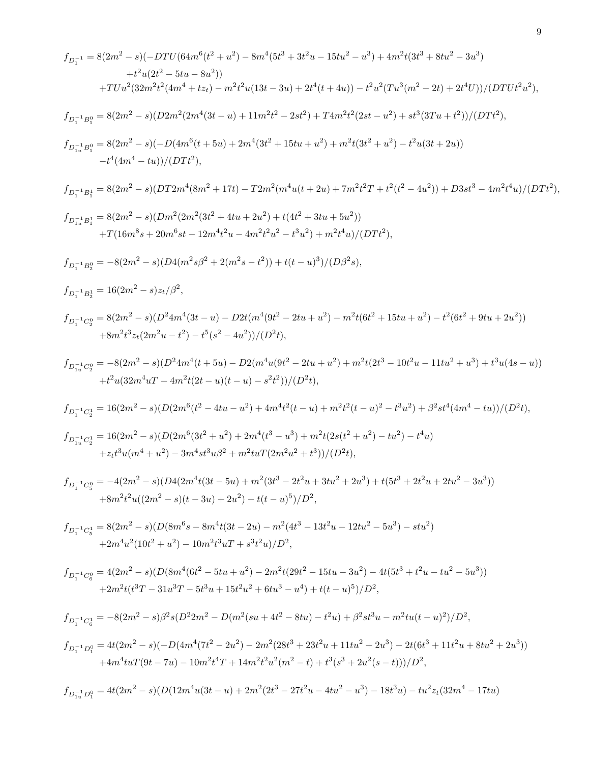$$f_{D_1^{-1}} = 8(2m^2-s)(-DTU(64m^6(t^2+u^2) - 8m^4(5t^3+3t^2u-15tu^2-u^3) + 4m^2t(3t^3+8tu^2-3u^3)$$
$$+t^2u(2t^2-5tu-8u^2))$$
$$+TUu^2(32m^2t^2(4m^4+tz_t) - m^2t^2u(13t-3u) + 2t^4(t+4u)) - t^2u^2(Tu^3(m^2-2t) + 2t^4U))/(DTUt^2u^2),$$

$$f_{D_1^{-1}B_1^0} = 8(2m^2-s)(D2m^2(2m^4(3t-u) + 11m^2t^2 - 2st^2) + T4m^2t^2(2st-u^2) + st^3(3Tu+t^2))/(DTt^2),$$

$$f_{D_{1u}^{-1}B_1^0} = 8(2m^2-s)(-D(4m^6(t+5u) + 2m^4(3t^2+15tu+u^2) + m^2t(3t^2+u^2) - t^2u(3t+2u))$$
$$-t^4(4m^4-tu))/(DTt^2),$$

$$f_{D_1^{-1}B_1^1} = 8(2m^2-s)(DT2m^4(8m^2+17t) - T2m^2(m^4u(t+2u) + 7m^2t^2T + t^2(t^2-4u^2)) + D3st^3 - 4m^2t^4u)/(DTt^2),$$

$$f_{D_{1u}^{-1}B_1^1} = 8(2m^2-s)(Dm^2(2m^2(3t^2+4tu+2u^2) + t(4t^2+3tu+5u^2))$$
$$+T(16m^8s + 20m^6st - 12m^4t^2u - 4m^2t^2u^2 - t^3u^2) + m^2t^4u)/(DTt^2),$$

$$f_{D_1^{-1}B_2^0} = -8(2m^2-s)(D4(m^2s\beta^2 + 2(m^2s-t^2)) + t(t-u)^3)/(D\beta^2s),$$

$$f_{D_1^{-1}B_2^1} = 16(2m^2-s)z_t/\beta^2,$$

$$f_{D_1^{-1}C_2^0} = 8(2m^2-s)(D^2 4m^4(3t-u) - D2t(m^4(9t^2-2tu+u^2) - m^2t(6t^2+15tu+u^2) - t^2(6t^2+9tu+2u^2))$$
$$+8m^2t^3z_t(2m^2u-t^2) - t^5(s^2-4u^2))/(D^2t),$$

$$f_{D_{1u}^{-1}C_2^0} = -8(2m^2-s)(D^2 4m^4(t+5u) - D2(m^4u(9t^2-2tu+u^2) + m^2t(2t^3-10t^2u-11tu^2+u^3) + t^3u(4s-u))$$
$$+t^2u(32m^4uT - 4m^2t(2t-u)(t-u) - s^2t^2))/(D^2t),$$

$$f_{D_1^{-1}C_2^1} = 16(2m^2-s)(D(2m^6(t^2-4tu-u^2) + 4m^4t^2(t-u) + m^2t^2(t-u)^2 - t^3u^2) + \beta^2st^4(4m^4-tu))/(D^2t),$$

$$f_{D_{1u}^{-1}C_2^1} = 16(2m^2-s)(D(2m^6(3t^2+u^2) + 2m^4(t^3-u^3) + m^2t(2s(t^2+u^2) - tu^2) - t^4u)$$
$$+z_tt^3u(m^4+u^2) - 3m^4st^3u\beta^2 + m^2tuT(2m^2u^2+t^3))/(D^2t),$$

$$f_{D_1^{-1}C_5^0} = -4(2m^2-s)(D4(2m^4t(3t-5u) + m^2(3t^3-2t^2u+3tu^2+2u^3) + t(5t^3+2t^2u+2tu^2-3u^3))$$
$$+8m^2t^2u((2m^2-s)(t-3u) + 2u^2) - t(t-u)^5)/D^2,$$

$$f_{D_1^{-1}C_5^1} = 8(2m^2-s)(D(8m^6s - 8m^4t(3t-2u) - m^2(4t^3-13t^2u-12tu^2-5u^3) - stu^2)$$
$$+2m^4u^2(10t^2+u^2) - 10m^2t^3uT + s^3t^2u)/D^2,$$

$$f_{D_1^{-1}C_6^0} = 4(2m^2-s)(D(8m^4(6t^2-5tu+u^2) - 2m^2t(29t^2-15tu-3u^2) - 4t(5t^3+t^2u-tu^2-5u^3))$$
$$+2m^2t(t^3T - 31u^3T - 5t^3u + 15t^2u^2 + 6tu^3 - u^4) + t(t-u)^5)/D^2,$$

$$f_{D_1^{-1}C_6^1} = -8(2m^2-s)\beta^2s(D^2 2m^2 - D(m^2(su+4t^2-8tu) - t^2u) + \beta^2st^3u - m^2tu(t-u)^2)/D^2,$$

$$f_{D_1^{-1}D_1^0} = 4t(2m^2-s)(-D(4m^4(7t^2-2u^2) - 2m^2(28t^3+23t^2u+11tu^2+2u^3) - 2t(6t^3+11t^2u+8tu^2+2u^3))$$
$$+4m^4tuT(9t-7u) - 10m^2t^4T + 14m^2t^2u^2(m^2-t) + t^3(s^3+2u^2(s-t)))/D^2,$$

$$f_{D_{1u}^{-1}D_1^0} = 4t(2m^2-s)(D(12m^4u(3t-u) + 2m^2(2t^3-27t^2u-4tu^2-u^3) - 18t^3u) - tu^2z_t(32m^4-17tu)$$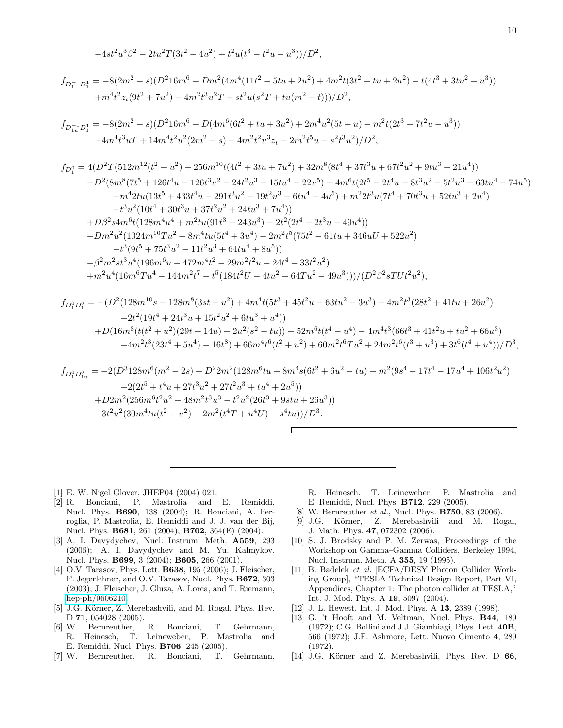$$-4st^2u^3\beta^2 - 2tu^2T(3t^2-4u^2) + t^2u(t^3-t^2u-u^3))/D^2,$$

$$f_{D_1^{-1}D_1^1} = -8(2m^2-s)(D^2 16m^6 - Dm^2(4m^4(11t^2+5tu+2u^2)+4m^2t(3t^2+tu+2u^2)-t(4t^3+3tu^2+u^3))$$
$$+m^4t^2z_t(9t^2+7u^2) - 4m^2t^3u^2T + st^2u(s^2T+tu(m^2-t)))/D^2,$$

$$f_{D_{1u}^{-1}D_1^1} = -8(2m^2-s)(D^2 16m^6 - D(4m^6(6t^2+tu+3u^2)+2m^4u^2(5t+u)-m^2t(2t^3+7t^2u-u^3))$$
$$-4m^4t^3uT + 14m^4t^2u^2(2m^2-s) - 4m^2t^2u^3z_t - 2m^2t^5u - s^2t^3u^2)/D^2,$$

$$f_{D_1^0} = 4(D^2T(512m^{12}(t^2+u^2)+256m^{10}t(4t^2+3tu+7u^2)+32m^8(8t^4+37t^3u+67t^2u^2+9tu^3+21u^4))$$
$$-D^2(8m^8(7t^5+126t^4u-126t^3u^2-24t^2u^3-15tu^4-22u^5)+4m^6t(2t^5-2t^4u-8t^3u^2-5t^2u^3-63tu^4-74u^5)$$
$$+m^4 2tu(13t^5+433t^4u-291t^3u^2-19t^2u^3-6tu^4-4u^5)+m^2 2t^3u(7t^4+70t^3u+52tu^3+2u^4)$$
$$+t^3u^2(10t^4+30t^3u+37t^2u^2+24tu^3+7u^4))$$
$$+D\beta^2 s4m^6t(128m^4u^4+m^2tu(91t^3+243u^3)-2t^2(2t^4-2t^3u-49u^4))$$
$$-Dm^2u^2(1024m^{10}Tu^2+8m^4tu(5t^4+3u^4)-2m^2t^5(75t^2-61tu+346uU+522u^2)$$
$$-t^3(9t^5+75t^3u^2-11t^2u^3+64tu^4+8u^5))$$
$$-\beta^2m^2st^3u^4(196m^6u-472m^4t^2-29m^2t^2u-24t^4-33t^2u^2)$$
$$+m^2u^4(16m^6Tu^4-144m^2t^7-t^5(184t^2U-4tu^2+64Tu^2-49u^3)))/(D^2\beta^2sTUt^2u^2),$$

$$f_{D_1^0D_1^0} = -(D^2(128m^{10}s+128m^8(3st-u^2)+4m^4t(5t^3+45t^2u-63tu^2-3u^3)+4m^2t^3(28t^2+41tu+26u^2)$$
$$+2t^2(19t^4+24t^3u+15t^2u^2+6tu^3+u^4))$$
$$+D(16m^8(t(t^2+u^2)(29t+14u)+2u^2(s^2-tu))-52m^6t(t^4-u^4)-4m^4t^3(66t^3+41t^2u+tu^2+66u^3)$$
$$-4m^2t^3(23t^4+5u^4)-16t^8)+66m^4t^6(t^2+u^2)+60m^2t^6Tu^2+24m^2t^6(t^3+u^3)+3t^6(t^4+u^4))/D^3,$$

$$f_{D_1^0D_{1u}^0} = -2(D^3 128m^6(m^2-2s)+D^2 2m^2(128m^6tu+8m^4s(6t^2+6u^2-tu)-m^2(9s^4-17t^4-17u^4+106t^2u^2)$$
$$+2(2t^5+t^4u+27t^3u^2+27t^2u^3+tu^4+2u^5))$$
$$+D2m^2(256m^6t^2u^2+48m^2t^3u^3-t^2u^2(26t^3+9stu+26u^3))$$
$$-3t^2u^2(30m^4tu(t^2+u^2)-2m^2(t^4T+u^4U)-s^4tu))/D^3.$$

---

[1] E. W. Nigel Glover, JHEP04 (2004) 021.

[2] R. Bonciani, P. Mastrolia and E. Remiddi, Nucl. Phys. **B690**, 138 (2004); R. Bonciani, A. Ferroglia, P. Mastrolia, E. Remiddi and J. J. van der Bij, Nucl. Phys. **B681**, 261 (2004); **B702**, 364(E) (2004).

[3] A. I. Davydychev, Nucl. Instrum. Meth. **A559**, 293 (2006); A. I. Davydychev and M. Yu. Kalmykov, Nucl. Phys. **B699**, 3 (2004); **B605**, 266 (2001).

[4] O.V. Tarasov, Phys. Lett. **B638**, 195 (2006); J. Fleischer, F. Jegerlehner, and O.V. Tarasov, Nucl. Phys. **B672**, 303 (2003); J. Fleischer, J. Gluza, A. Lorca, and T. Riemann, hep-ph/0606210.

[5] J.G. Körner, Z. Merebashvili, and M. Rogal, Phys. Rev. D **71**, 054028 (2005).

[6] W. Bernreuther, R. Bonciani, T. Gehrmann, R. Heinesch, T. Leineweber, P. Mastrolia and E. Remiddi, Nucl. Phys. **B706**, 245 (2005).

[7] W. Bernreuther, R. Bonciani, T. Gehrmann, R. Heinesch, T. Leineweber, P. Mastrolia and E. Remiddi, Nucl. Phys. **B712**, 229 (2005).

[8] W. Bernreuther *et al.*, Nucl. Phys. **B750**, 83 (2006).

[9] J.G. Körner, Z. Merebashvili and M. Rogal, J. Math. Phys. **47**, 072302 (2006).

[10] S. J. Brodsky and P. M. Zerwas, Proceedings of the Workshop on Gamma–Gamma Colliders, Berkeley 1994, Nucl. Instrum. Meth. A **355**, 19 (1995).

[11] B. Badelek *et al.* [ECFA/DESY Photon Collider Working Group], "TESLA Technical Design Report, Part VI, Appendices, Chapter 1: The photon collider at TESLA," Int. J. Mod. Phys. A **19**, 5097 (2004).

[12] J. L. Hewett, Int. J. Mod. Phys. A **13**, 2389 (1998).

[13] G. 't Hooft and M. Veltman, Nucl. Phys. **B44**, 189 (1972); C.G. Bollini and J.J. Giambiagi, Phys. Lett. **40B**, 566 (1972); J.F. Ashmore, Lett. Nuovo Cimento **4**, 289 (1972).

[14] J.G. Körner and Z. Merebashvili, Phys. Rev. D **66**,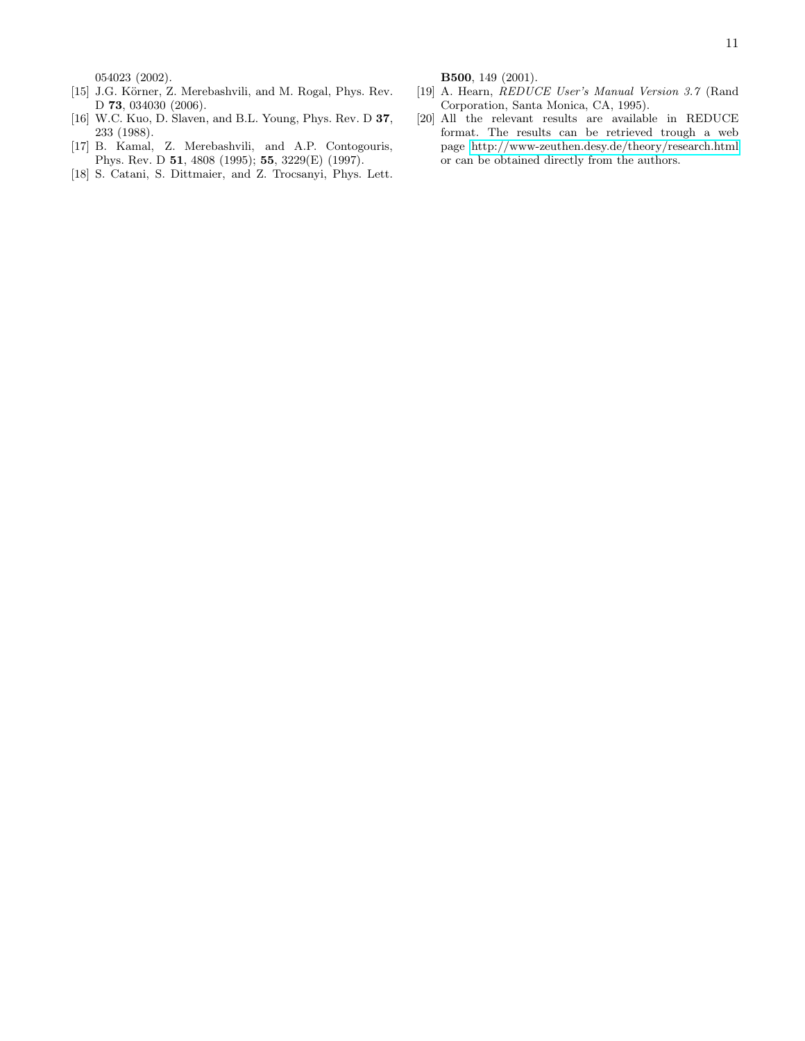054023 (2002).

[15] J.G. Körner, Z. Merebashvili, and M. Rogal, Phys. Rev. D **73**, 034030 (2006).

[16] W.C. Kuo, D. Slaven, and B.L. Young, Phys. Rev. D **37**, 233 (1988).

[17] B. Kamal, Z. Merebashvili, and A.P. Contogouris, Phys. Rev. D **51**, 4808 (1995); **55**, 3229(E) (1997).

[18] S. Catani, S. Dittmaier, and Z. Trocsanyi, Phys. Lett. **B500**, 149 (2001).

[19] A. Hearn, *REDUCE User's Manual Version 3.7* (Rand Corporation, Santa Monica, CA, 1995).

[20] All the relevant results are available in REDUCE format. The results can be retrieved trough a web page http://www-zeuthen.desy.de/theory/research.html or can be obtained directly from the authors.